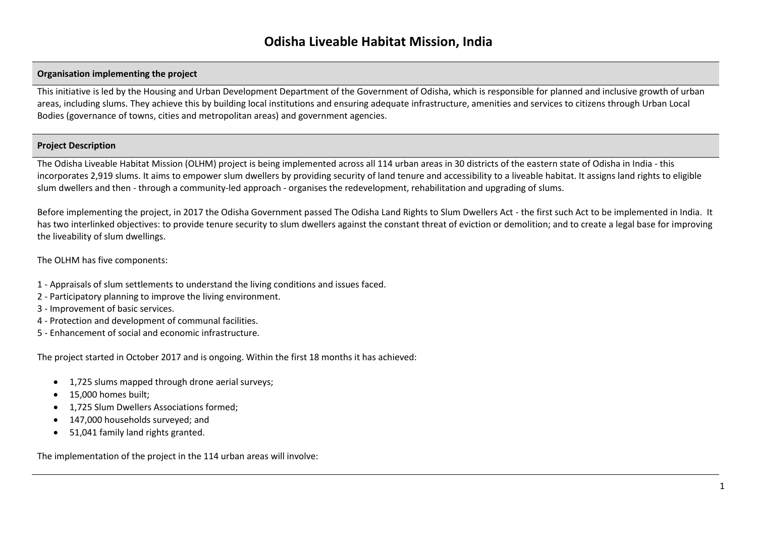# Odisha Liveable Habitat Mission, India

## Organisation implementing the project

This initiative is led by the Housing and Urban Development Department of the Government of Odisha, which is responsible for planned and inclusive growth of urban areas, including slums. They achieve this by building local institutions and ensuring adequate infrastructure, amenities and services to citizens through Urban Local Bodies (governance of towns, cities and metropolitan areas) and government agencies.

## Project Description

The Odisha Liveable Habitat Mission (OLHM) project is being implemented across all 114 urban areas in 30 districts of the eastern state of Odisha in India - this incorporates 2,919 slums. It aims to empower slum dwellers by providing security of land tenure and accessibility to a liveable habitat. It assigns land rights to eligible slum dwellers and then - through a community-led approach - organises the redevelopment, rehabilitation and upgrading of slums.

Before implementing the project, in 2017 the Odisha Government passed The Odisha Land Rights to Slum Dwellers Act - the first such Act to be implemented in India. It has two interlinked objectives: to provide tenure security to slum dwellers against the constant threat of eviction or demolition; and to create a legal base for improving the liveability of slum dwellings.

The OLHM has five components:

1 - Appraisals of slum settlements to understand the living conditions and issues faced.
2 - Participatory planning to improve the living environment.
3 - Improvement of basic services.
4 - Protection and development of communal facilities.
5 - Enhancement of social and economic infrastructure.

The project started in October 2017 and is ongoing. Within the first 18 months it has achieved:

- 1,725 slums mapped through drone aerial surveys;
- 15,000 homes built;
- 1,725 Slum Dwellers Associations formed;
- 147,000 households surveyed; and
- 51,041 family land rights granted.

The implementation of the project in the 114 urban areas will involve: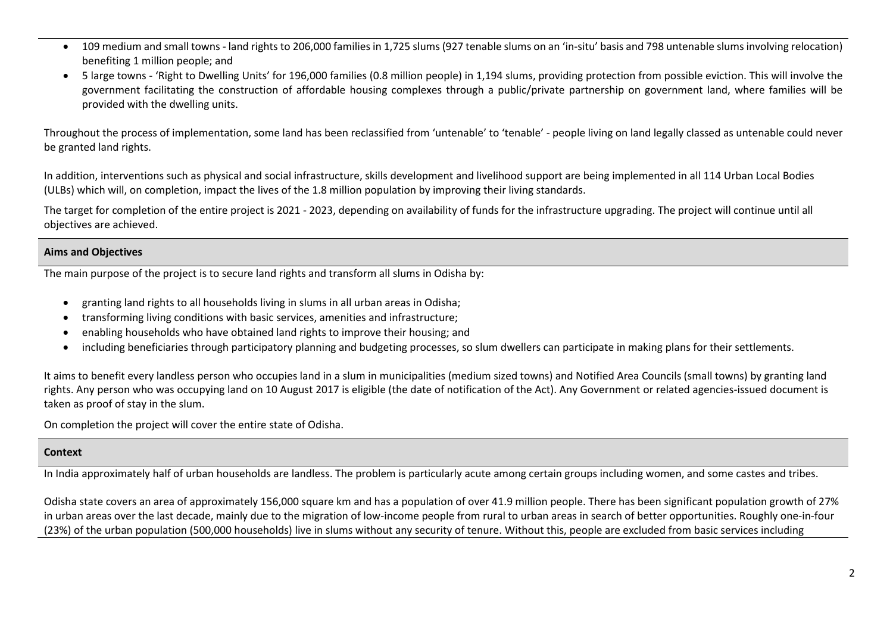- 109 medium and small towns - land rights to 206,000 families in 1,725 slums (927 tenable slums on an 'in-situ' basis and 798 untenable slums involving relocation) benefiting 1 million people; and
- 5 large towns - 'Right to Dwelling Units' for 196,000 families (0.8 million people) in 1,194 slums, providing protection from possible eviction. This will involve the government facilitating the construction of affordable housing complexes through a public/private partnership on government land, where families will be provided with the dwelling units.

Throughout the process of implementation, some land has been reclassified from 'untenable' to 'tenable' - people living on land legally classed as untenable could never be granted land rights.

In addition, interventions such as physical and social infrastructure, skills development and livelihood support are being implemented in all 114 Urban Local Bodies (ULBs) which will, on completion, impact the lives of the 1.8 million population by improving their living standards.

The target for completion of the entire project is 2021 - 2023, depending on availability of funds for the infrastructure upgrading. The project will continue until all objectives are achieved.

## Aims and Objectives

The main purpose of the project is to secure land rights and transform all slums in Odisha by:

- granting land rights to all households living in slums in all urban areas in Odisha;
- transforming living conditions with basic services, amenities and infrastructure;
- enabling households who have obtained land rights to improve their housing; and
- including beneficiaries through participatory planning and budgeting processes, so slum dwellers can participate in making plans for their settlements.

It aims to benefit every landless person who occupies land in a slum in municipalities (medium sized towns) and Notified Area Councils (small towns) by granting land rights. Any person who was occupying land on 10 August 2017 is eligible (the date of notification of the Act). Any Government or related agencies-issued document is taken as proof of stay in the slum.

On completion the project will cover the entire state of Odisha.

## Context

In India approximately half of urban households are landless. The problem is particularly acute among certain groups including women, and some castes and tribes.

Odisha state covers an area of approximately 156,000 square km and has a population of over 41.9 million people. There has been significant population growth of 27% in urban areas over the last decade, mainly due to the migration of low-income people from rural to urban areas in search of better opportunities. Roughly one-in-four (23%) of the urban population (500,000 households) live in slums without any security of tenure. Without this, people are excluded from basic services including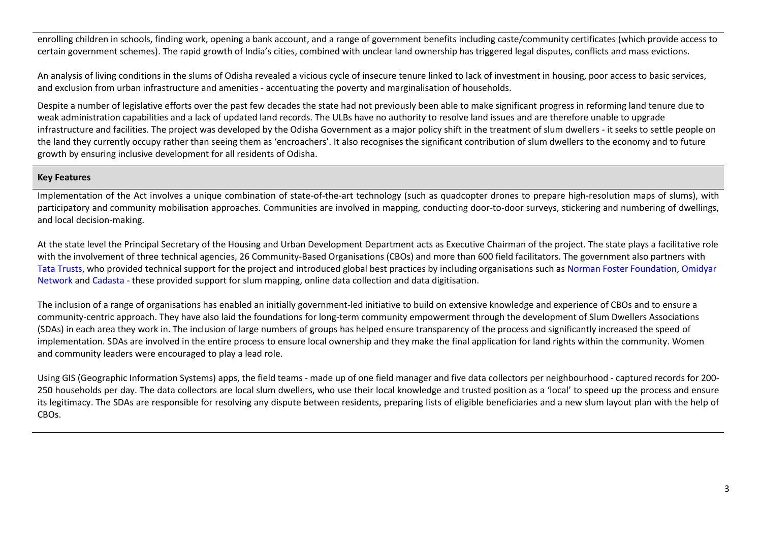enrolling children in schools, finding work, opening a bank account, and a range of government benefits including caste/community certificates (which provide access to certain government schemes). The rapid growth of India's cities, combined with unclear land ownership has triggered legal disputes, conflicts and mass evictions.

An analysis of living conditions in the slums of Odisha revealed a vicious cycle of insecure tenure linked to lack of investment in housing, poor access to basic services, and exclusion from urban infrastructure and amenities - accentuating the poverty and marginalisation of households.

Despite a number of legislative efforts over the past few decades the state had not previously been able to make significant progress in reforming land tenure due to weak administration capabilities and a lack of updated land records. The ULBs have no authority to resolve land issues and are therefore unable to upgrade infrastructure and facilities. The project was developed by the Odisha Government as a major policy shift in the treatment of slum dwellers - it seeks to settle people on the land they currently occupy rather than seeing them as 'encroachers'. It also recognises the significant contribution of slum dwellers to the economy and to future growth by ensuring inclusive development for all residents of Odisha.

## Key Features

Implementation of the Act involves a unique combination of state-of-the-art technology (such as quadcopter drones to prepare high-resolution maps of slums), with participatory and community mobilisation approaches. Communities are involved in mapping, conducting door-to-door surveys, stickering and numbering of dwellings, and local decision-making.

At the state level the Principal Secretary of the Housing and Urban Development Department acts as Executive Chairman of the project. The state plays a facilitative role with the involvement of three technical agencies, 26 Community-Based Organisations (CBOs) and more than 600 field facilitators. The government also partners with Tata Trusts, who provided technical support for the project and introduced global best practices by including organisations such as Norman Foster Foundation, Omidyar Network and Cadasta - these provided support for slum mapping, online data collection and data digitisation.

The inclusion of a range of organisations has enabled an initially government-led initiative to build on extensive knowledge and experience of CBOs and to ensure a community-centric approach. They have also laid the foundations for long-term community empowerment through the development of Slum Dwellers Associations (SDAs) in each area they work in. The inclusion of large numbers of groups has helped ensure transparency of the process and significantly increased the speed of implementation. SDAs are involved in the entire process to ensure local ownership and they make the final application for land rights within the community. Women and community leaders were encouraged to play a lead role.

Using GIS (Geographic Information Systems) apps, the field teams - made up of one field manager and five data collectors per neighbourhood - captured records for 200-250 households per day. The data collectors are local slum dwellers, who use their local knowledge and trusted position as a 'local' to speed up the process and ensure its legitimacy. The SDAs are responsible for resolving any dispute between residents, preparing lists of eligible beneficiaries and a new slum layout plan with the help of CBOs.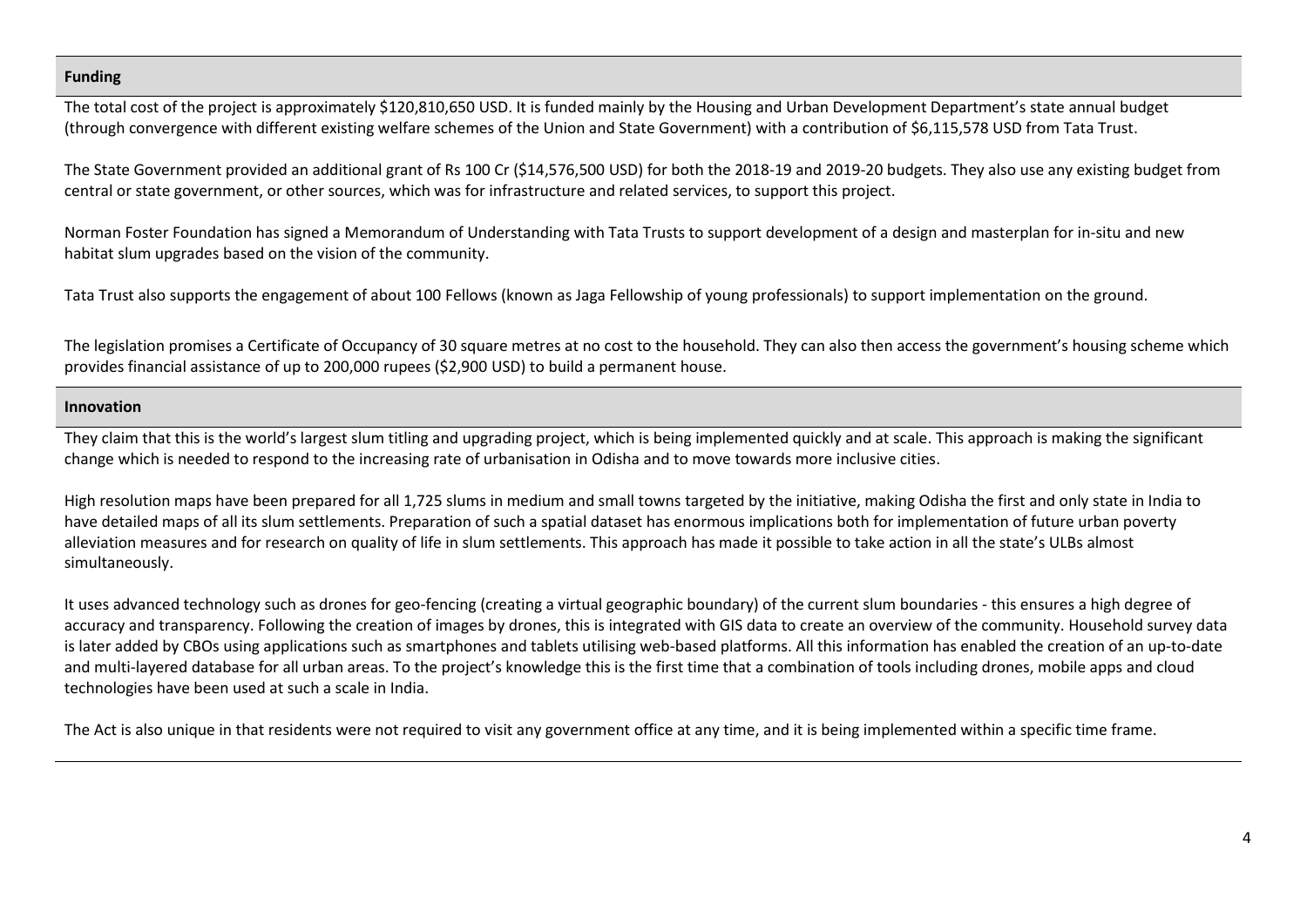## Funding

The total cost of the project is approximately $120,810,650 USD. It is funded mainly by the Housing and Urban Development Department's state annual budget (through convergence with different existing welfare schemes of the Union and State Government) with a contribution of $6,115,578 USD from Tata Trust.

The State Government provided an additional grant of Rs 100 Cr ($14,576,500 USD) for both the 2018-19 and 2019-20 budgets. They also use any existing budget from central or state government, or other sources, which was for infrastructure and related services, to support this project.

Norman Foster Foundation has signed a Memorandum of Understanding with Tata Trusts to support development of a design and masterplan for in-situ and new habitat slum upgrades based on the vision of the community.

Tata Trust also supports the engagement of about 100 Fellows (known as Jaga Fellowship of young professionals) to support implementation on the ground.

The legislation promises a Certificate of Occupancy of 30 square metres at no cost to the household. They can also then access the government's housing scheme which provides financial assistance of up to 200,000 rupees ($2,900 USD) to build a permanent house.

## Innovation

They claim that this is the world's largest slum titling and upgrading project, which is being implemented quickly and at scale. This approach is making the significant change which is needed to respond to the increasing rate of urbanisation in Odisha and to move towards more inclusive cities.

High resolution maps have been prepared for all 1,725 slums in medium and small towns targeted by the initiative, making Odisha the first and only state in India to have detailed maps of all its slum settlements. Preparation of such a spatial dataset has enormous implications both for implementation of future urban poverty alleviation measures and for research on quality of life in slum settlements. This approach has made it possible to take action in all the state's ULBs almost simultaneously.

It uses advanced technology such as drones for geo-fencing (creating a virtual geographic boundary) of the current slum boundaries - this ensures a high degree of accuracy and transparency. Following the creation of images by drones, this is integrated with GIS data to create an overview of the community. Household survey data is later added by CBOs using applications such as smartphones and tablets utilising web-based platforms. All this information has enabled the creation of an up-to-date and multi-layered database for all urban areas. To the project's knowledge this is the first time that a combination of tools including drones, mobile apps and cloud technologies have been used at such a scale in India.

The Act is also unique in that residents were not required to visit any government office at any time, and it is being implemented within a specific time frame.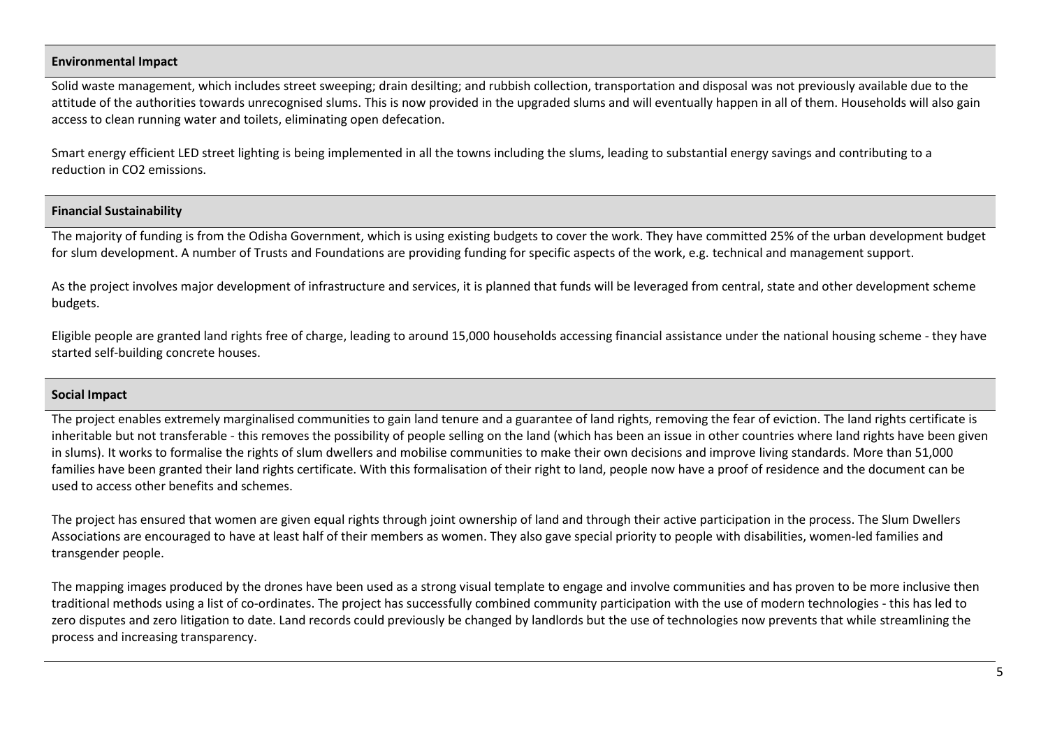## Environmental Impact

Solid waste management, which includes street sweeping; drain desilting; and rubbish collection, transportation and disposal was not previously available due to the attitude of the authorities towards unrecognised slums. This is now provided in the upgraded slums and will eventually happen in all of them. Households will also gain access to clean running water and toilets, eliminating open defecation.

Smart energy efficient LED street lighting is being implemented in all the towns including the slums, leading to substantial energy savings and contributing to a reduction in $CO_2$ emissions.

## Financial Sustainability

The majority of funding is from the Odisha Government, which is using existing budgets to cover the work. They have committed 25% of the urban development budget for slum development. A number of Trusts and Foundations are providing funding for specific aspects of the work, e.g. technical and management support.

As the project involves major development of infrastructure and services, it is planned that funds will be leveraged from central, state and other development scheme budgets.

Eligible people are granted land rights free of charge, leading to around 15,000 households accessing financial assistance under the national housing scheme - they have started self-building concrete houses.

## Social Impact

The project enables extremely marginalised communities to gain land tenure and a guarantee of land rights, removing the fear of eviction. The land rights certificate is inheritable but not transferable - this removes the possibility of people selling on the land (which has been an issue in other countries where land rights have been given in slums). It works to formalise the rights of slum dwellers and mobilise communities to make their own decisions and improve living standards. More than 51,000 families have been granted their land rights certificate. With this formalisation of their right to land, people now have a proof of residence and the document can be used to access other benefits and schemes.

The project has ensured that women are given equal rights through joint ownership of land and through their active participation in the process. The Slum Dwellers Associations are encouraged to have at least half of their members as women. They also gave special priority to people with disabilities, women-led families and transgender people.

The mapping images produced by the drones have been used as a strong visual template to engage and involve communities and has proven to be more inclusive then traditional methods using a list of co-ordinates. The project has successfully combined community participation with the use of modern technologies - this has led to zero disputes and zero litigation to date. Land records could previously be changed by landlords but the use of technologies now prevents that while streamlining the process and increasing transparency.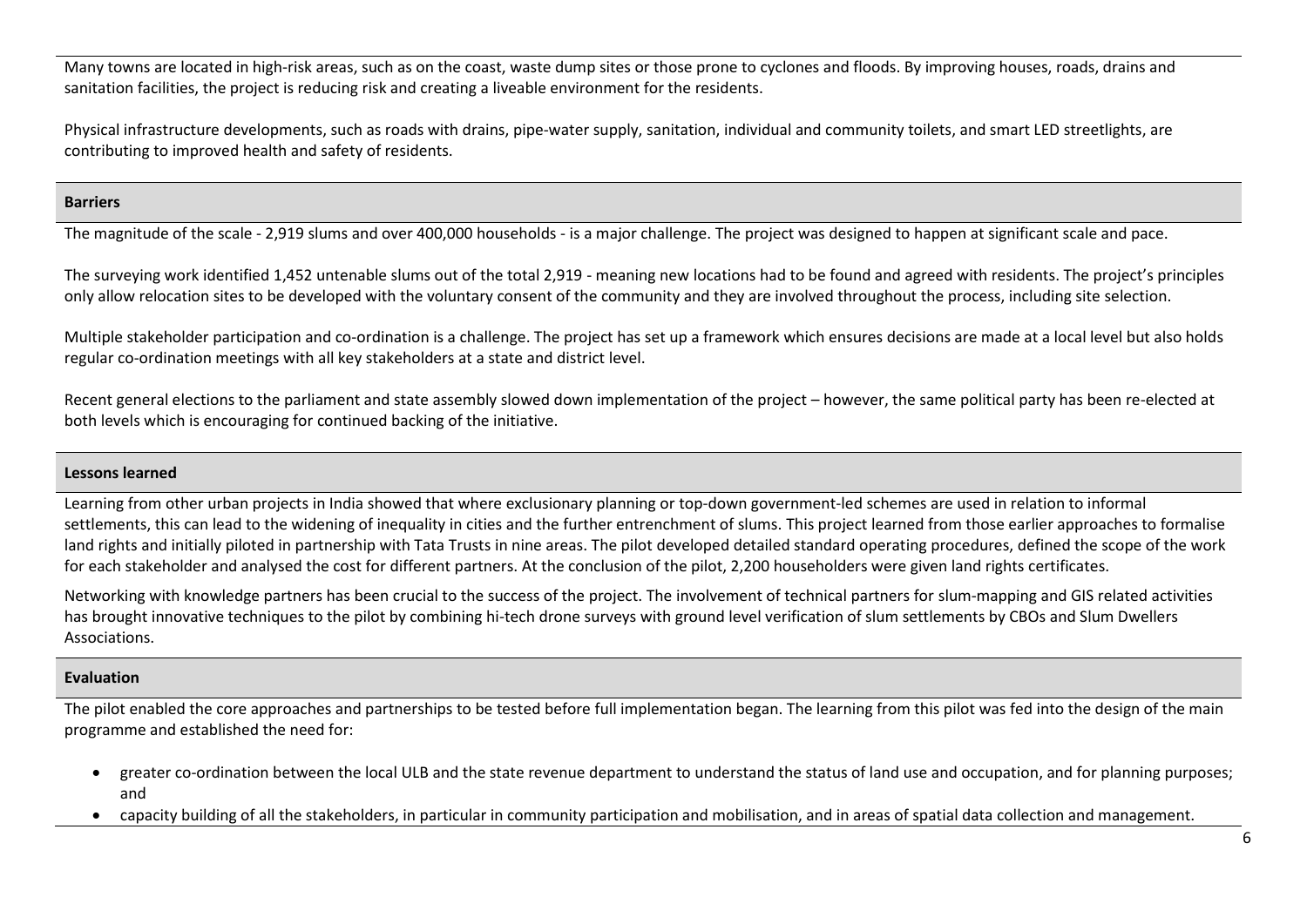Many towns are located in high-risk areas, such as on the coast, waste dump sites or those prone to cyclones and floods. By improving houses, roads, drains and sanitation facilities, the project is reducing risk and creating a liveable environment for the residents.

Physical infrastructure developments, such as roads with drains, pipe-water supply, sanitation, individual and community toilets, and smart LED streetlights, are contributing to improved health and safety of residents.

**Barriers**

The magnitude of the scale - 2,919 slums and over 400,000 households - is a major challenge. The project was designed to happen at significant scale and pace.

The surveying work identified 1,452 untenable slums out of the total 2,919 - meaning new locations had to be found and agreed with residents. The project's principles only allow relocation sites to be developed with the voluntary consent of the community and they are involved throughout the process, including site selection.

Multiple stakeholder participation and co-ordination is a challenge. The project has set up a framework which ensures decisions are made at a local level but also holds regular co-ordination meetings with all key stakeholders at a state and district level.

Recent general elections to the parliament and state assembly slowed down implementation of the project – however, the same political party has been re-elected at both levels which is encouraging for continued backing of the initiative.

**Lessons learned**

Learning from other urban projects in India showed that where exclusionary planning or top-down government-led schemes are used in relation to informal settlements, this can lead to the widening of inequality in cities and the further entrenchment of slums. This project learned from those earlier approaches to formalise land rights and initially piloted in partnership with Tata Trusts in nine areas. The pilot developed detailed standard operating procedures, defined the scope of the work for each stakeholder and analysed the cost for different partners. At the conclusion of the pilot, 2,200 householders were given land rights certificates.

Networking with knowledge partners has been crucial to the success of the project. The involvement of technical partners for slum-mapping and GIS related activities has brought innovative techniques to the pilot by combining hi-tech drone surveys with ground level verification of slum settlements by CBOs and Slum Dwellers Associations.

**Evaluation**

The pilot enabled the core approaches and partnerships to be tested before full implementation began. The learning from this pilot was fed into the design of the main programme and established the need for:

- greater co-ordination between the local ULB and the state revenue department to understand the status of land use and occupation, and for planning purposes; and
- capacity building of all the stakeholders, in particular in community participation and mobilisation, and in areas of spatial data collection and management.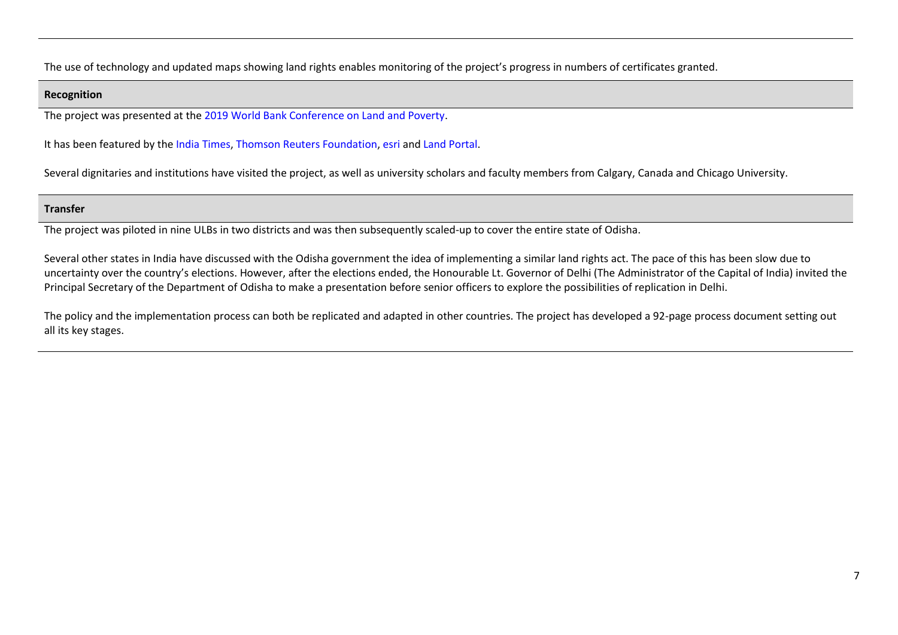The use of technology and updated maps showing land rights enables monitoring of the project's progress in numbers of certificates granted.

**Recognition**

The project was presented at the 2019 World Bank Conference on Land and Poverty.

It has been featured by the India Times, Thomson Reuters Foundation, esri and Land Portal.

Several dignitaries and institutions have visited the project, as well as university scholars and faculty members from Calgary, Canada and Chicago University.

**Transfer**

The project was piloted in nine ULBs in two districts and was then subsequently scaled-up to cover the entire state of Odisha.

Several other states in India have discussed with the Odisha government the idea of implementing a similar land rights act. The pace of this has been slow due to uncertainty over the country's elections. However, after the elections ended, the Honourable Lt. Governor of Delhi (The Administrator of the Capital of India) invited the Principal Secretary of the Department of Odisha to make a presentation before senior officers to explore the possibilities of replication in Delhi.

The policy and the implementation process can both be replicated and adapted in other countries. The project has developed a 92-page process document setting out all its key stages.